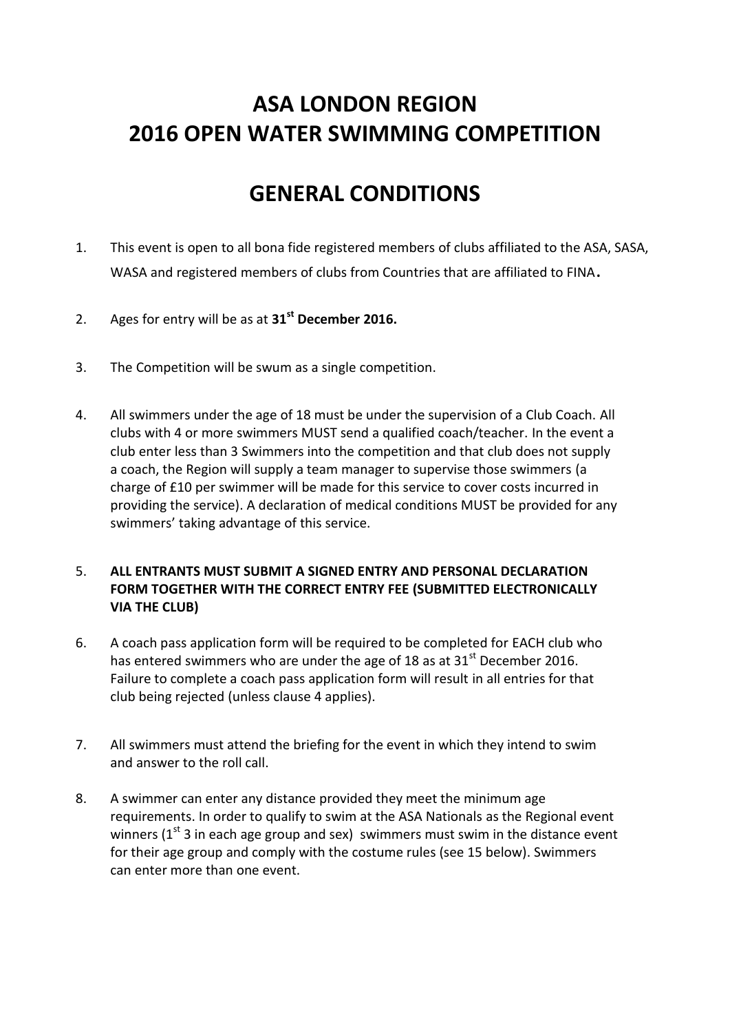# ASA LONDON REGION
# 2016 OPEN WATER SWIMMING COMPETITION

# GENERAL CONDITIONS

1. This event is open to all bona fide registered members of clubs affiliated to the ASA, SASA, WASA and registered members of clubs from Countries that are affiliated to FINA.

2. Ages for entry will be as at **31st December 2016.**

3. The Competition will be swum as a single competition.

4. All swimmers under the age of 18 must be under the supervision of a Club Coach. All clubs with 4 or more swimmers MUST send a qualified coach/teacher. In the event a club enter less than 3 Swimmers into the competition and that club does not supply a coach, the Region will supply a team manager to supervise those swimmers (a charge of £10 per swimmer will be made for this service to cover costs incurred in providing the service). A declaration of medical conditions MUST be provided for any swimmers' taking advantage of this service.

5. **ALL ENTRANTS MUST SUBMIT A SIGNED ENTRY AND PERSONAL DECLARATION FORM TOGETHER WITH THE CORRECT ENTRY FEE (SUBMITTED ELECTRONICALLY VIA THE CLUB)**

6. A coach pass application form will be required to be completed for EACH club who has entered swimmers who are under the age of 18 as at 31st December 2016. Failure to complete a coach pass application form will result in all entries for that club being rejected (unless clause 4 applies).

7. All swimmers must attend the briefing for the event in which they intend to swim and answer to the roll call.

8. A swimmer can enter any distance provided they meet the minimum age requirements. In order to qualify to swim at the ASA Nationals as the Regional event winners (1st 3 in each age group and sex) swimmers must swim in the distance event for their age group and comply with the costume rules (see 15 below). Swimmers can enter more than one event.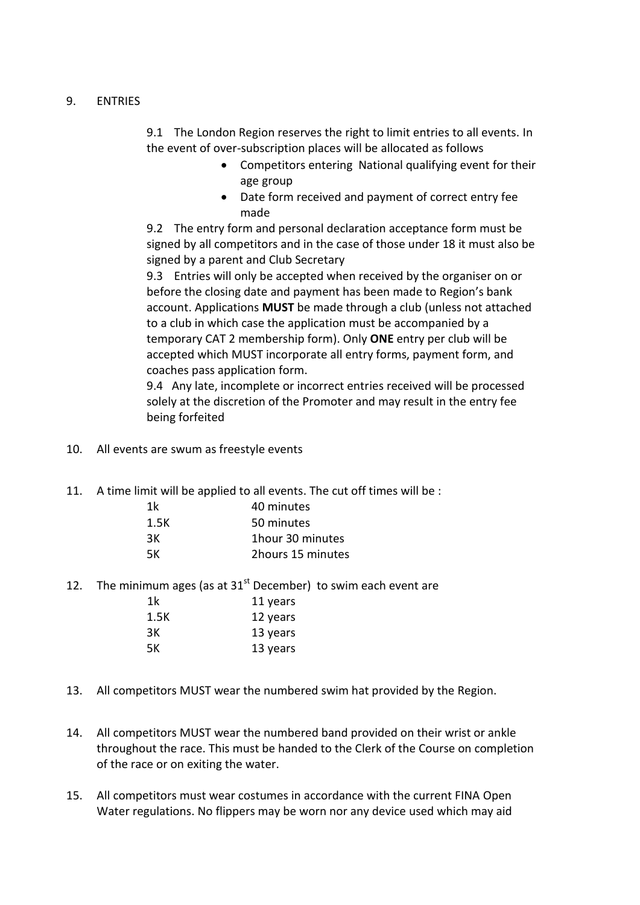9. ENTRIES

9.1 The London Region reserves the right to limit entries to all events. In the event of over-subscription places will be allocated as follows

- Competitors entering National qualifying event for their age group
- Date form received and payment of correct entry fee made

9.2 The entry form and personal declaration acceptance form must be signed by all competitors and in the case of those under 18 it must also be signed by a parent and Club Secretary

9.3 Entries will only be accepted when received by the organiser on or before the closing date and payment has been made to Region's bank account. Applications **MUST** be made through a club (unless not attached to a club in which case the application must be accompanied by a temporary CAT 2 membership form). Only **ONE** entry per club will be accepted which MUST incorporate all entry forms, payment form, and coaches pass application form.

9.4 Any late, incomplete or incorrect entries received will be processed solely at the discretion of the Promoter and may result in the entry fee being forfeited

10. All events are swum as freestyle events

11. A time limit will be applied to all events. The cut off times will be :

| | |
|---|---|
| 1k | 40 minutes |
| 1.5K | 50 minutes |
| 3K | 1hour 30 minutes |
| 5K | 2hours 15 minutes |

12. The minimum ages (as at 31st December) to swim each event are

| | |
|---|---|
| 1k | 11 years |
| 1.5K | 12 years |
| 3K | 13 years |
| 5K | 13 years |

13. All competitors MUST wear the numbered swim hat provided by the Region.

14. All competitors MUST wear the numbered band provided on their wrist or ankle throughout the race. This must be handed to the Clerk of the Course on completion of the race or on exiting the water.

15. All competitors must wear costumes in accordance with the current FINA Open Water regulations. No flippers may be worn nor any device used which may aid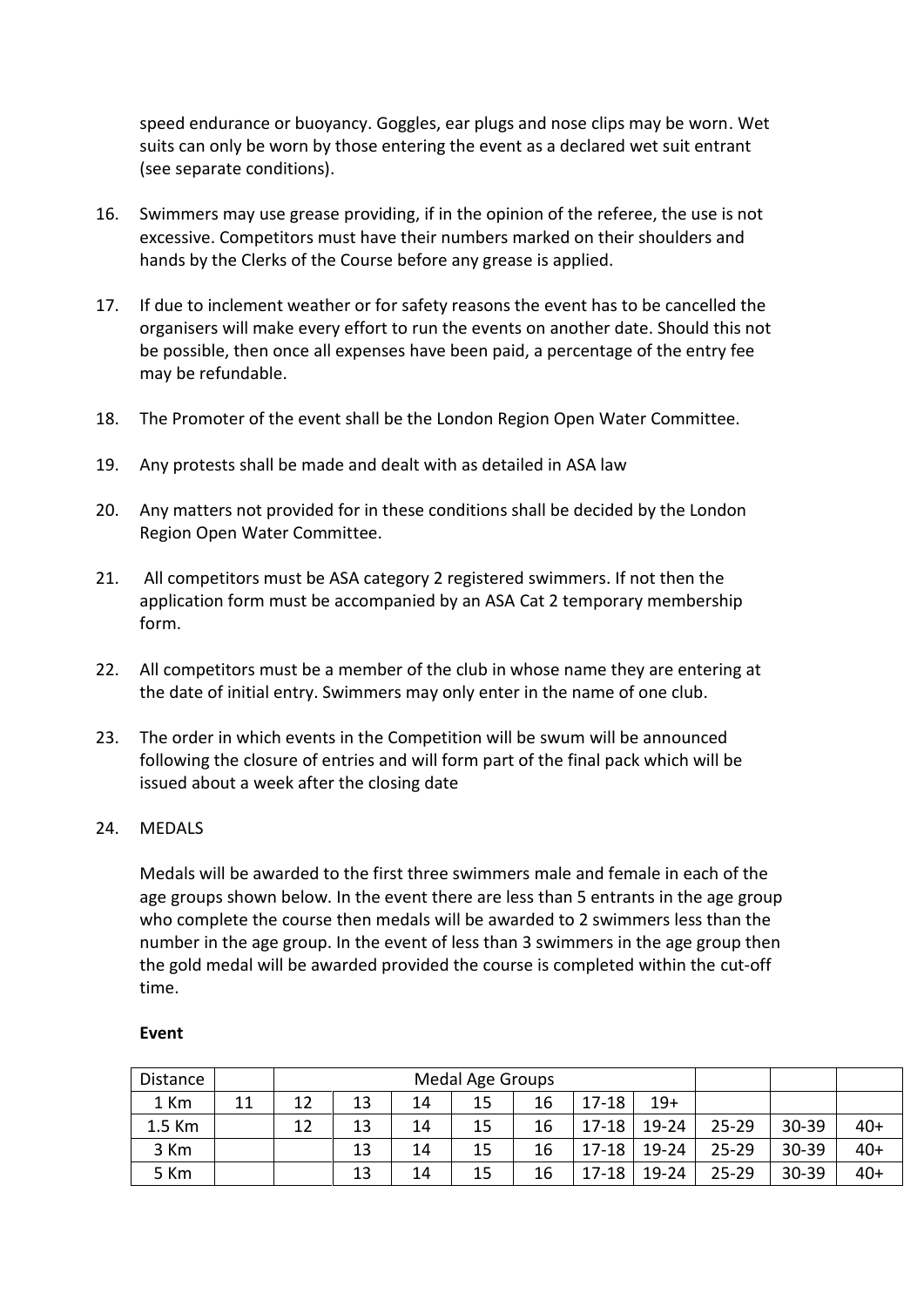speed endurance or buoyancy. Goggles, ear plugs and nose clips may be worn. Wet suits can only be worn by those entering the event as a declared wet suit entrant (see separate conditions).

16. Swimmers may use grease providing, if in the opinion of the referee, the use is not excessive. Competitors must have their numbers marked on their shoulders and hands by the Clerks of the Course before any grease is applied.

17. If due to inclement weather or for safety reasons the event has to be cancelled the organisers will make every effort to run the events on another date. Should this not be possible, then once all expenses have been paid, a percentage of the entry fee may be refundable.

18. The Promoter of the event shall be the London Region Open Water Committee.

19. Any protests shall be made and dealt with as detailed in ASA law

20. Any matters not provided for in these conditions shall be decided by the London Region Open Water Committee.

21. All competitors must be ASA category 2 registered swimmers. If not then the application form must be accompanied by an ASA Cat 2 temporary membership form.

22. All competitors must be a member of the club in whose name they are entering at the date of initial entry. Swimmers may only enter in the name of one club.

23. The order in which events in the Competition will be swum will be announced following the closure of entries and will form part of the final pack which will be issued about a week after the closing date

24. MEDALS

    Medals will be awarded to the first three swimmers male and female in each of the age groups shown below. In the event there are less than 5 entrants in the age group who complete the course then medals will be awarded to 2 swimmers less than the number in the age group. In the event of less than 3 swimmers in the age group then the gold medal will be awarded provided the course is completed within the cut-off time.

**Event**

| Distance | | Medal Age Groups | | | | | | | | | |
|---|---|---|---|---|---|---|---|---|---|---|---|
| 1 Km | 11 | 12 | 13 | 14 | 15 | 16 | 17-18 | 19+ | | | |
| 1.5 Km | | 12 | 13 | 14 | 15 | 16 | 17-18 | 19-24 | 25-29 | 30-39 | 40+ |
| 3 Km | | | 13 | 14 | 15 | 16 | 17-18 | 19-24 | 25-29 | 30-39 | 40+ |
| 5 Km | | | 13 | 14 | 15 | 16 | 17-18 | 19-24 | 25-29 | 30-39 | 40+ |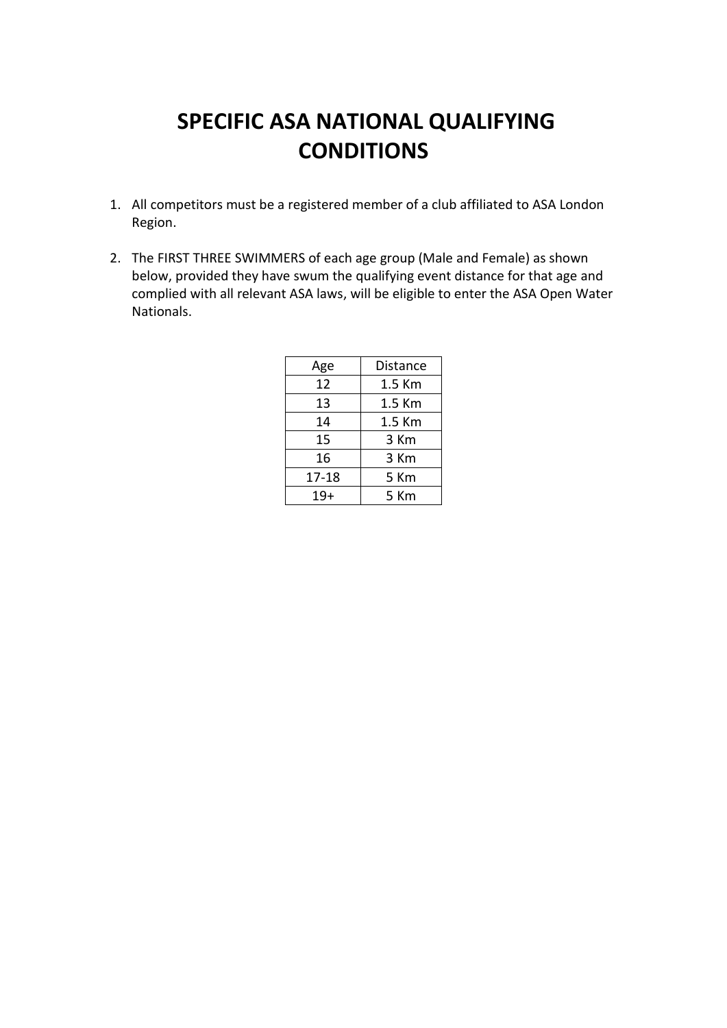# SPECIFIC ASA NATIONAL QUALIFYING CONDITIONS

1. All competitors must be a registered member of a club affiliated to ASA London Region.

2. The FIRST THREE SWIMMERS of each age group (Male and Female) as shown below, provided they have swum the qualifying event distance for that age and complied with all relevant ASA laws, will be eligible to enter the ASA Open Water Nationals.

| Age | Distance |
| --- | --- |
| 12 | 1.5 Km |
| 13 | 1.5 Km |
| 14 | 1.5 Km |
| 15 | 3 Km |
| 16 | 3 Km |
| 17-18 | 5 Km |
| 19+ | 5 Km |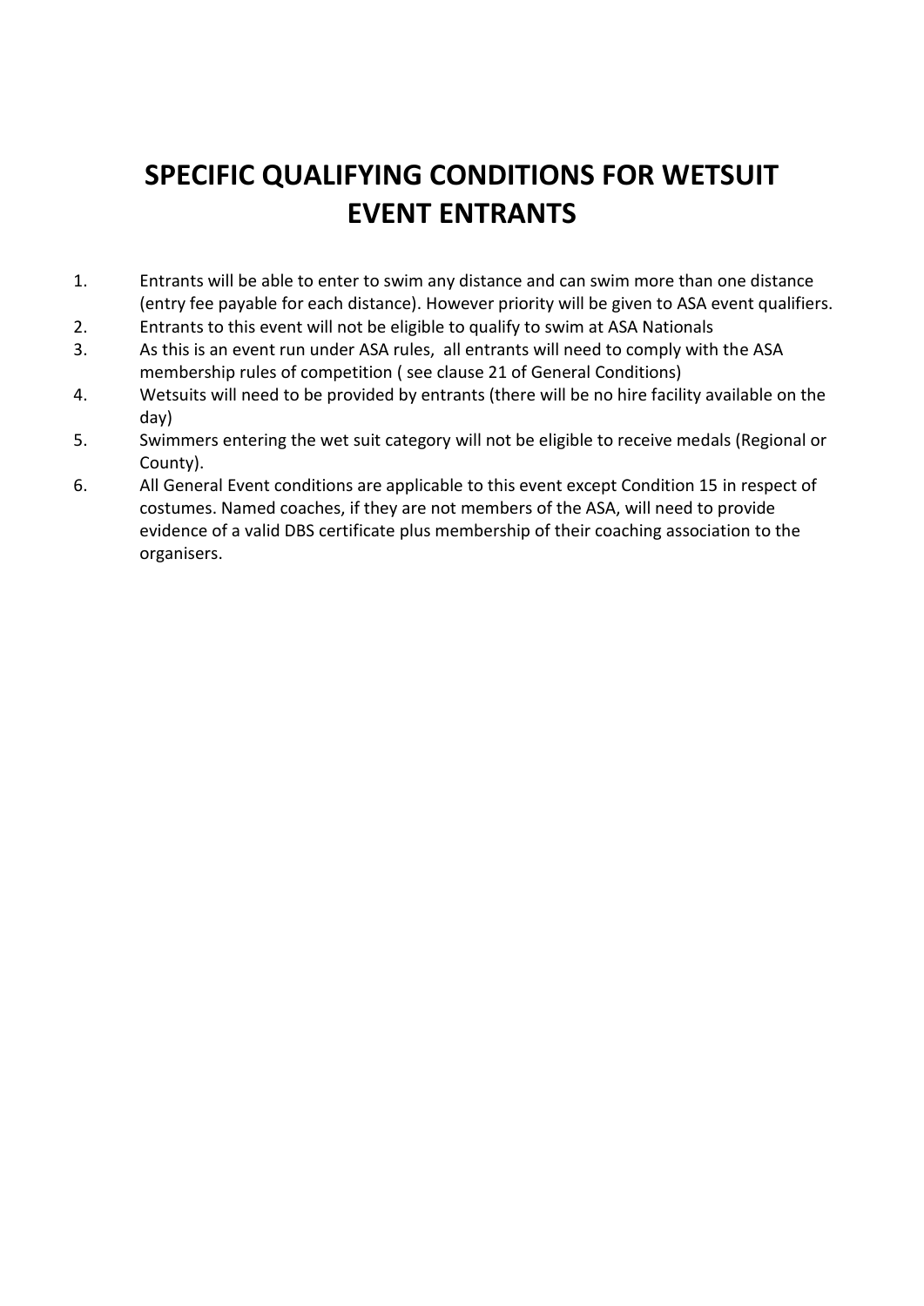# SPECIFIC QUALIFYING CONDITIONS FOR WETSUIT EVENT ENTRANTS

1. Entrants will be able to enter to swim any distance and can swim more than one distance (entry fee payable for each distance). However priority will be given to ASA event qualifiers.
2. Entrants to this event will not be eligible to qualify to swim at ASA Nationals
3. As this is an event run under ASA rules, all entrants will need to comply with the ASA membership rules of competition ( see clause 21 of General Conditions)
4. Wetsuits will need to be provided by entrants (there will be no hire facility available on the day)
5. Swimmers entering the wet suit category will not be eligible to receive medals (Regional or County).
6. All General Event conditions are applicable to this event except Condition 15 in respect of costumes. Named coaches, if they are not members of the ASA, will need to provide evidence of a valid DBS certificate plus membership of their coaching association to the organisers.